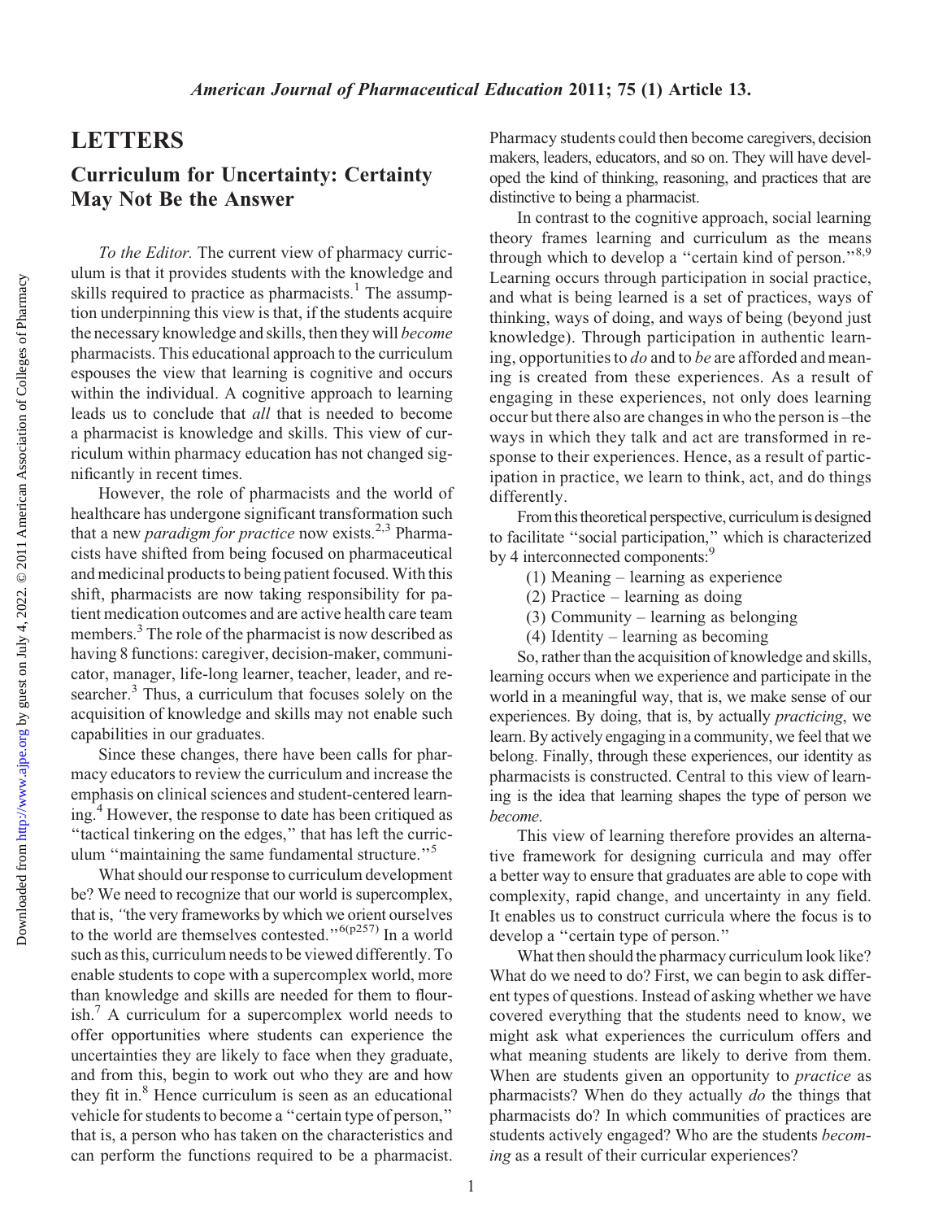# LETTERS

## Curriculum for Uncertainty: Certainty May Not Be the Answer

*To the Editor.* The current view of pharmacy curriculum is that it provides students with the knowledge and skills required to practice as pharmacists.[1] The assumption underpinning this view is that, if the students acquire the necessary knowledge and skills, then they will *become* pharmacists. This educational approach to the curriculum espouses the view that learning is cognitive and occurs within the individual. A cognitive approach to learning leads us to conclude that *all* that is needed to become a pharmacist is knowledge and skills. This view of curriculum within pharmacy education has not changed significantly in recent times.

However, the role of pharmacists and the world of healthcare has undergone significant transformation such that a new *paradigm for practice* now exists.[2,3] Pharmacists have shifted from being focused on pharmaceutical and medicinal products to being patient focused. With this shift, pharmacists are now taking responsibility for patient medication outcomes and are active health care team members.[3] The role of the pharmacist is now described as having 8 functions: caregiver, decision-maker, communicator, manager, life-long learner, teacher, leader, and researcher.[3] Thus, a curriculum that focuses solely on the acquisition of knowledge and skills may not enable such capabilities in our graduates.

Since these changes, there have been calls for pharmacy educators to review the curriculum and increase the emphasis on clinical sciences and student-centered learning.[4] However, the response to date has been critiqued as "tactical tinkering on the edges," that has left the curriculum "maintaining the same fundamental structure."[5]

What should our response to curriculum development be? We need to recognize that our world is supercomplex, that is, "the very frameworks by which we orient ourselves to the world are themselves contested."[6(p257)] In a world such as this, curriculum needs to be viewed differently. To enable students to cope with a supercomplex world, more than knowledge and skills are needed for them to flourish.[7] A curriculum for a supercomplex world needs to offer opportunities where students can experience the uncertainties they are likely to face when they graduate, and from this, begin to work out who they are and how they fit in.[8] Hence curriculum is seen as an educational vehicle for students to become a "certain type of person," that is, a person who has taken on the characteristics and can perform the functions required to be a pharmacist. Pharmacy students could then become caregivers, decision makers, leaders, educators, and so on. They will have developed the kind of thinking, reasoning, and practices that are distinctive to being a pharmacist.

In contrast to the cognitive approach, social learning theory frames learning and curriculum as the means through which to develop a "certain kind of person."[8,9] Learning occurs through participation in social practice, and what is being learned is a set of practices, ways of thinking, ways of doing, and ways of being (beyond just knowledge). Through participation in authentic learning, opportunities to *do* and to *be* are afforded and meaning is created from these experiences. As a result of engaging in these experiences, not only does learning occur but there also are changes in who the person is –the ways in which they talk and act are transformed in response to their experiences. Hence, as a result of participation in practice, we learn to think, act, and do things differently.

From this theoretical perspective, curriculum is designed to facilitate "social participation," which is characterized by 4 interconnected components:[9]

(1) Meaning – learning as experience
(2) Practice – learning as doing
(3) Community – learning as belonging
(4) Identity – learning as becoming

So, rather than the acquisition of knowledge and skills, learning occurs when we experience and participate in the world in a meaningful way, that is, we make sense of our experiences. By doing, that is, by actually *practicing*, we learn. By actively engaging in a community, we feel that we belong. Finally, through these experiences, our identity as pharmacists is constructed. Central to this view of learning is the idea that learning shapes the type of person we *become*.

This view of learning therefore provides an alternative framework for designing curricula and may offer a better way to ensure that graduates are able to cope with complexity, rapid change, and uncertainty in any field. It enables us to construct curricula where the focus is to develop a "certain type of person."

What then should the pharmacy curriculum look like? What do we need to do? First, we can begin to ask different types of questions. Instead of asking whether we have covered everything that the students need to know, we might ask what experiences the curriculum offers and what meaning students are likely to derive from them. When are students given an opportunity to *practice* as pharmacists? When do they actually *do* the things that pharmacists do? In which communities of practices are students actively engaged? Who are the students *becoming* as a result of their curricular experiences?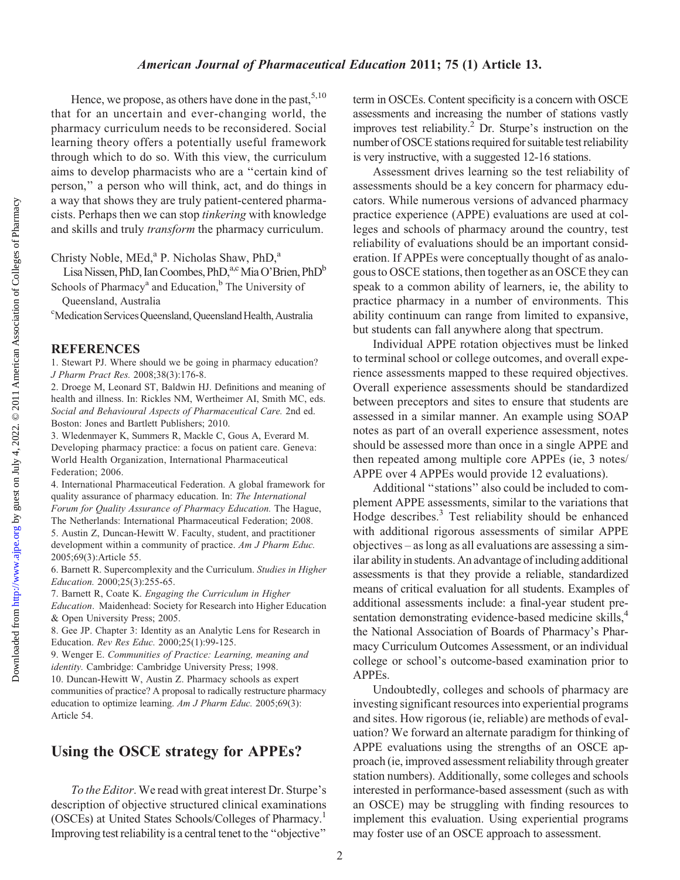Hence, we propose, as others have done in the past,[5,10] that for an uncertain and ever-changing world, the pharmacy curriculum needs to be reconsidered. Social learning theory offers a potentially useful framework through which to do so. With this view, the curriculum aims to develop pharmacists who are a ''certain kind of person,'' a person who will think, act, and do things in a way that shows they are truly patient-centered pharmacists. Perhaps then we can stop *tinkering* with knowledge and skills and truly *transform* the pharmacy curriculum.

Christy Noble, MEd,[a] P. Nicholas Shaw, PhD,[a]
Lisa Nissen, PhD, Ian Coombes, PhD,[a,c] Mia O'Brien, PhD[b]
Schools of Pharmacy[a] and Education,[b] The University of Queensland, Australia
[c]Medication Services Queensland, Queensland Health, Australia

## REFERENCES

1. Stewart PJ. Where should we be going in pharmacy education? *J Pharm Pract Res.* 2008;38(3):176-8.
2. Droege M, Leonard ST, Baldwin HJ. Definitions and meaning of health and illness. In: Rickles NM, Wertheimer AI, Smith MC, eds. *Social and Behavioural Aspects of Pharmaceutical Care.* 2nd ed. Boston: Jones and Bartlett Publishers; 2010.
3. Wledenmayer K, Summers R, Mackle C, Gous A, Everard M. Developing pharmacy practice: a focus on patient care. Geneva: World Health Organization, International Pharmaceutical Federation; 2006.
4. International Pharmaceutical Federation. A global framework for quality assurance of pharmacy education. In: *The International Forum for Quality Assurance of Pharmacy Education.* The Hague, The Netherlands: International Pharmaceutical Federation; 2008.
5. Austin Z, Duncan-Hewitt W. Faculty, student, and practitioner development within a community of practice. *Am J Pharm Educ.* 2005;69(3):Article 55.
6. Barnett R. Supercomplexity and the Curriculum. *Studies in Higher Education.* 2000;25(3):255-65.
7. Barnett R, Coate K. *Engaging the Curriculum in Higher Education*. Maidenhead: Society for Research into Higher Education & Open University Press; 2005.
8. Gee JP. Chapter 3: Identity as an Analytic Lens for Research in Education. *Rev Res Educ.* 2000;25(1):99-125.
9. Wenger E. *Communities of Practice: Learning, meaning and identity.* Cambridge: Cambridge University Press; 1998.
10. Duncan-Hewitt W, Austin Z. Pharmacy schools as expert communities of practice? A proposal to radically restructure pharmacy education to optimize learning. *Am J Pharm Educ.* 2005;69(3): Article 54.

## Using the OSCE strategy for APPEs?

*To the Editor*. We read with great interest Dr. Sturpe's description of objective structured clinical examinations (OSCEs) at United States Schools/Colleges of Pharmacy.[1] Improving test reliability is a central tenet to the ''objective'' term in OSCEs. Content specificity is a concern with OSCE assessments and increasing the number of stations vastly improves test reliability.[2] Dr. Sturpe's instruction on the number of OSCE stations required for suitable test reliability is very instructive, with a suggested 12-16 stations.

Assessment drives learning so the test reliability of assessments should be a key concern for pharmacy educators. While numerous versions of advanced pharmacy practice experience (APPE) evaluations are used at colleges and schools of pharmacy around the country, test reliability of evaluations should be an important consideration. If APPEs were conceptually thought of as analogous to OSCE stations, then together as an OSCE they can speak to a common ability of learners, ie, the ability to practice pharmacy in a number of environments. This ability continuum can range from limited to expansive, but students can fall anywhere along that spectrum.

Individual APPE rotation objectives must be linked to terminal school or college outcomes, and overall experience assessments mapped to these required objectives. Overall experience assessments should be standardized between preceptors and sites to ensure that students are assessed in a similar manner. An example using SOAP notes as part of an overall experience assessment, notes should be assessed more than once in a single APPE and then repeated among multiple core APPEs (ie, 3 notes/APPE over 4 APPEs would provide 12 evaluations).

Additional ''stations'' also could be included to complement APPE assessments, similar to the variations that Hodge describes.[3] Test reliability should be enhanced with additional rigorous assessments of similar APPE objectives – as long as all evaluations are assessing a similar ability in students. An advantage of including additional assessments is that they provide a reliable, standardized means of critical evaluation for all students. Examples of additional assessments include: a final-year student presentation demonstrating evidence-based medicine skills,[4] the National Association of Boards of Pharmacy's Pharmacy Curriculum Outcomes Assessment, or an individual college or school's outcome-based examination prior to APPEs.

Undoubtedly, colleges and schools of pharmacy are investing significant resources into experiential programs and sites. How rigorous (ie, reliable) are methods of evaluation? We forward an alternate paradigm for thinking of APPE evaluations using the strengths of an OSCE approach (ie, improved assessment reliability through greater station numbers). Additionally, some colleges and schools interested in performance-based assessment (such as with an OSCE) may be struggling with finding resources to implement this evaluation. Using experiential programs may foster use of an OSCE approach to assessment.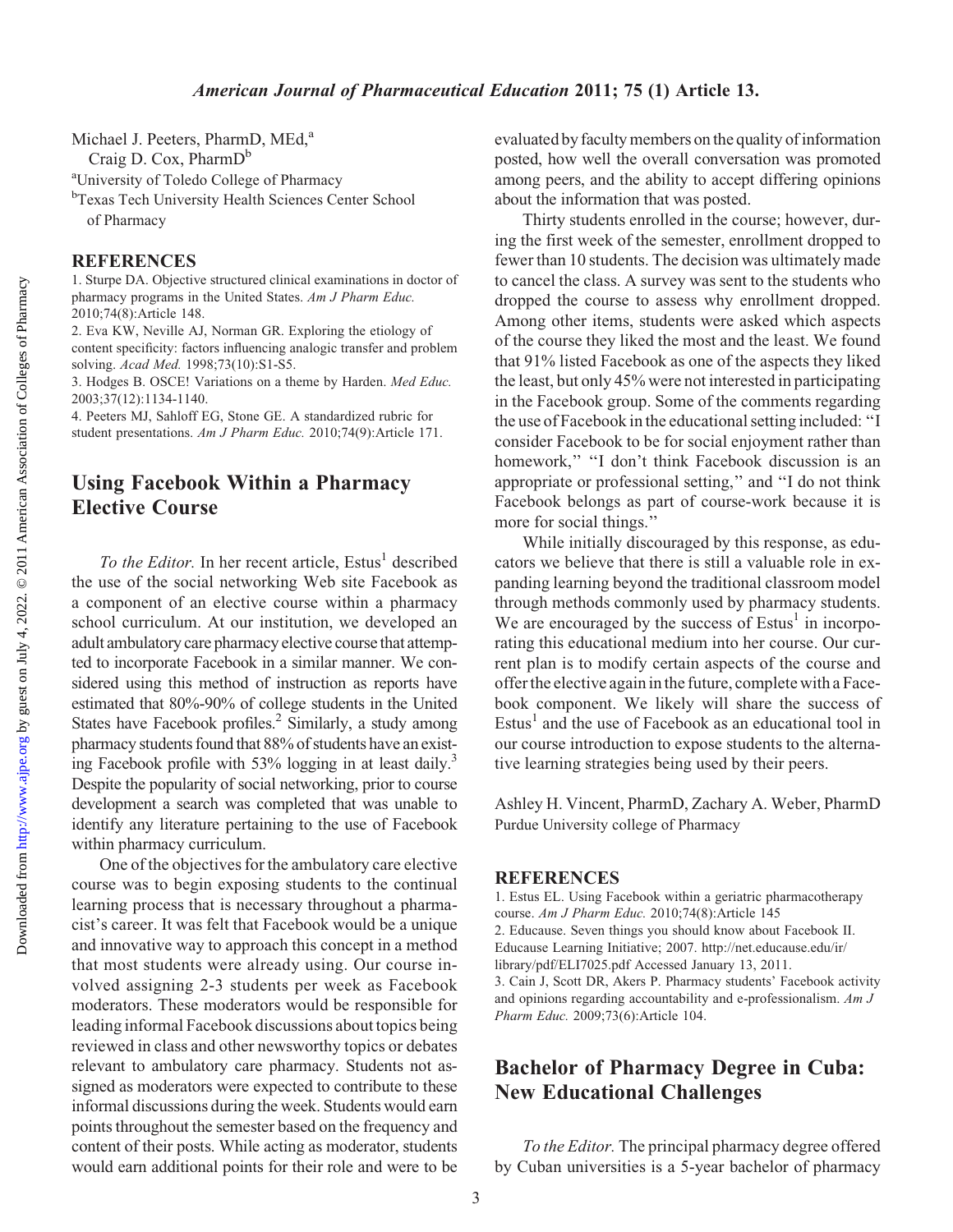Michael J. Peeters, PharmD, MEd,[a]
Craig D. Cox, PharmD[b]

[a]University of Toledo College of Pharmacy
[b]Texas Tech University Health Sciences Center School of Pharmacy

## REFERENCES

1. Sturpe DA. Objective structured clinical examinations in doctor of pharmacy programs in the United States. *Am J Pharm Educ.* 2010;74(8):Article 148.
2. Eva KW, Neville AJ, Norman GR. Exploring the etiology of content specificity: factors influencing analogic transfer and problem solving. *Acad Med.* 1998;73(10):S1-S5.
3. Hodges B. OSCE! Variations on a theme by Harden. *Med Educ.* 2003;37(12):1134-1140.
4. Peeters MJ, Sahloff EG, Stone GE. A standardized rubric for student presentations. *Am J Pharm Educ.* 2010;74(9):Article 171.

# Using Facebook Within a Pharmacy Elective Course

*To the Editor.* In her recent article, Estus[1] described the use of the social networking Web site Facebook as a component of an elective course within a pharmacy school curriculum. At our institution, we developed an adult ambulatory care pharmacy elective course that attempted to incorporate Facebook in a similar manner. We considered using this method of instruction as reports have estimated that 80%-90% of college students in the United States have Facebook profiles.[2] Similarly, a study among pharmacy students found that 88% of students have an existing Facebook profile with 53% logging in at least daily.[3] Despite the popularity of social networking, prior to course development a search was completed that was unable to identify any literature pertaining to the use of Facebook within pharmacy curriculum.

One of the objectives for the ambulatory care elective course was to begin exposing students to the continual learning process that is necessary throughout a pharmacist's career. It was felt that Facebook would be a unique and innovative way to approach this concept in a method that most students were already using. Our course involved assigning 2-3 students per week as Facebook moderators. These moderators would be responsible for leading informal Facebook discussions about topics being reviewed in class and other newsworthy topics or debates relevant to ambulatory care pharmacy. Students not assigned as moderators were expected to contribute to these informal discussions during the week. Students would earn points throughout the semester based on the frequency and content of their posts. While acting as moderator, students would earn additional points for their role and were to be evaluated by faculty members on the quality of information posted, how well the overall conversation was promoted among peers, and the ability to accept differing opinions about the information that was posted.

Thirty students enrolled in the course; however, during the first week of the semester, enrollment dropped to fewer than 10 students. The decision was ultimately made to cancel the class. A survey was sent to the students who dropped the course to assess why enrollment dropped. Among other items, students were asked which aspects of the course they liked the most and the least. We found that 91% listed Facebook as one of the aspects they liked the least, but only 45% were not interested in participating in the Facebook group. Some of the comments regarding the use of Facebook in the educational setting included: "I consider Facebook to be for social enjoyment rather than homework," "I don't think Facebook discussion is an appropriate or professional setting," and "I do not think Facebook belongs as part of course-work because it is more for social things."

While initially discouraged by this response, as educators we believe that there is still a valuable role in expanding learning beyond the traditional classroom model through methods commonly used by pharmacy students. We are encouraged by the success of Estus[1] in incorporating this educational medium into her course. Our current plan is to modify certain aspects of the course and offer the elective again in the future, complete with a Facebook component. We likely will share the success of Estus[1] and the use of Facebook as an educational tool in our course introduction to expose students to the alternative learning strategies being used by their peers.

Ashley H. Vincent, PharmD, Zachary A. Weber, PharmD
Purdue University college of Pharmacy

## REFERENCES

1. Estus EL. Using Facebook within a geriatric pharmacotherapy course. *Am J Pharm Educ.* 2010;74(8):Article 145
2. Educause. Seven things you should know about Facebook II. Educause Learning Initiative; 2007. http://net.educause.edu/ir/library/pdf/ELI7025.pdf Accessed January 13, 2011.
3. Cain J, Scott DR, Akers P. Pharmacy students' Facebook activity and opinions regarding accountability and e-professionalism. *Am J Pharm Educ.* 2009;73(6):Article 104.

# Bachelor of Pharmacy Degree in Cuba: New Educational Challenges

*To the Editor.* The principal pharmacy degree offered by Cuban universities is a 5-year bachelor of pharmacy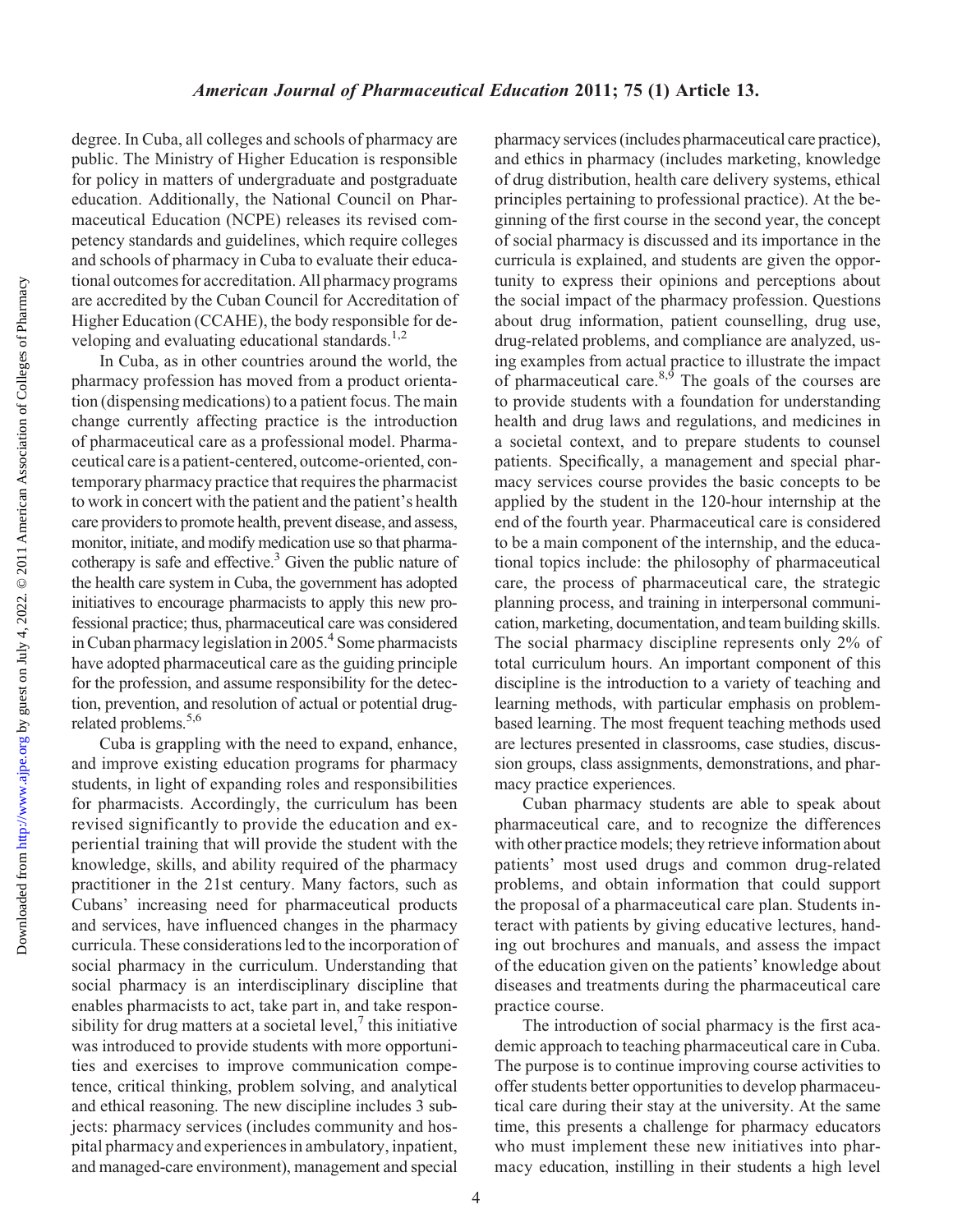degree. In Cuba, all colleges and schools of pharmacy are public. The Ministry of Higher Education is responsible for policy in matters of undergraduate and postgraduate education. Additionally, the National Council on Pharmaceutical Education (NCPE) releases its revised competency standards and guidelines, which require colleges and schools of pharmacy in Cuba to evaluate their educational outcomes for accreditation. All pharmacy programs are accredited by the Cuban Council for Accreditation of Higher Education (CCAHE), the body responsible for developing and evaluating educational standards.[1,2]

In Cuba, as in other countries around the world, the pharmacy profession has moved from a product orientation (dispensing medications) to a patient focus. The main change currently affecting practice is the introduction of pharmaceutical care as a professional model. Pharmaceutical care is a patient-centered, outcome-oriented, contemporary pharmacy practice that requires the pharmacist to work in concert with the patient and the patient's health care providers to promote health, prevent disease, and assess, monitor, initiate, and modify medication use so that pharmacotherapy is safe and effective.[3] Given the public nature of the health care system in Cuba, the government has adopted initiatives to encourage pharmacists to apply this new professional practice; thus, pharmaceutical care was considered in Cuban pharmacy legislation in 2005.[4] Some pharmacists have adopted pharmaceutical care as the guiding principle for the profession, and assume responsibility for the detection, prevention, and resolution of actual or potential drug-related problems.[5,6]

Cuba is grappling with the need to expand, enhance, and improve existing education programs for pharmacy students, in light of expanding roles and responsibilities for pharmacists. Accordingly, the curriculum has been revised significantly to provide the education and experiential training that will provide the student with the knowledge, skills, and ability required of the pharmacy practitioner in the 21st century. Many factors, such as Cubans' increasing need for pharmaceutical products and services, have influenced changes in the pharmacy curricula. These considerations led to the incorporation of social pharmacy in the curriculum. Understanding that social pharmacy is an interdisciplinary discipline that enables pharmacists to act, take part in, and take responsibility for drug matters at a societal level,[7] this initiative was introduced to provide students with more opportunities and exercises to improve communication competence, critical thinking, problem solving, and analytical and ethical reasoning. The new discipline includes 3 subjects: pharmacy services (includes community and hospital pharmacy and experiences in ambulatory, inpatient, and managed-care environment), management and special pharmacy services (includes pharmaceutical care practice), and ethics in pharmacy (includes marketing, knowledge of drug distribution, health care delivery systems, ethical principles pertaining to professional practice). At the beginning of the first course in the second year, the concept of social pharmacy is discussed and its importance in the curricula is explained, and students are given the opportunity to express their opinions and perceptions about the social impact of the pharmacy profession. Questions about drug information, patient counselling, drug use, drug-related problems, and compliance are analyzed, using examples from actual practice to illustrate the impact of pharmaceutical care.[8,9] The goals of the courses are to provide students with a foundation for understanding health and drug laws and regulations, and medicines in a societal context, and to prepare students to counsel patients. Specifically, a management and special pharmacy services course provides the basic concepts to be applied by the student in the 120-hour internship at the end of the fourth year. Pharmaceutical care is considered to be a main component of the internship, and the educational topics include: the philosophy of pharmaceutical care, the process of pharmaceutical care, the strategic planning process, and training in interpersonal communication, marketing, documentation, and team building skills. The social pharmacy discipline represents only 2% of total curriculum hours. An important component of this discipline is the introduction to a variety of teaching and learning methods, with particular emphasis on problem-based learning. The most frequent teaching methods used are lectures presented in classrooms, case studies, discussion groups, class assignments, demonstrations, and pharmacy practice experiences.

Cuban pharmacy students are able to speak about pharmaceutical care, and to recognize the differences with other practice models; they retrieve information about patients' most used drugs and common drug-related problems, and obtain information that could support the proposal of a pharmaceutical care plan. Students interact with patients by giving educative lectures, handing out brochures and manuals, and assess the impact of the education given on the patients' knowledge about diseases and treatments during the pharmaceutical care practice course.

The introduction of social pharmacy is the first academic approach to teaching pharmaceutical care in Cuba. The purpose is to continue improving course activities to offer students better opportunities to develop pharmaceutical care during their stay at the university. At the same time, this presents a challenge for pharmacy educators who must implement these new initiatives into pharmacy education, instilling in their students a high level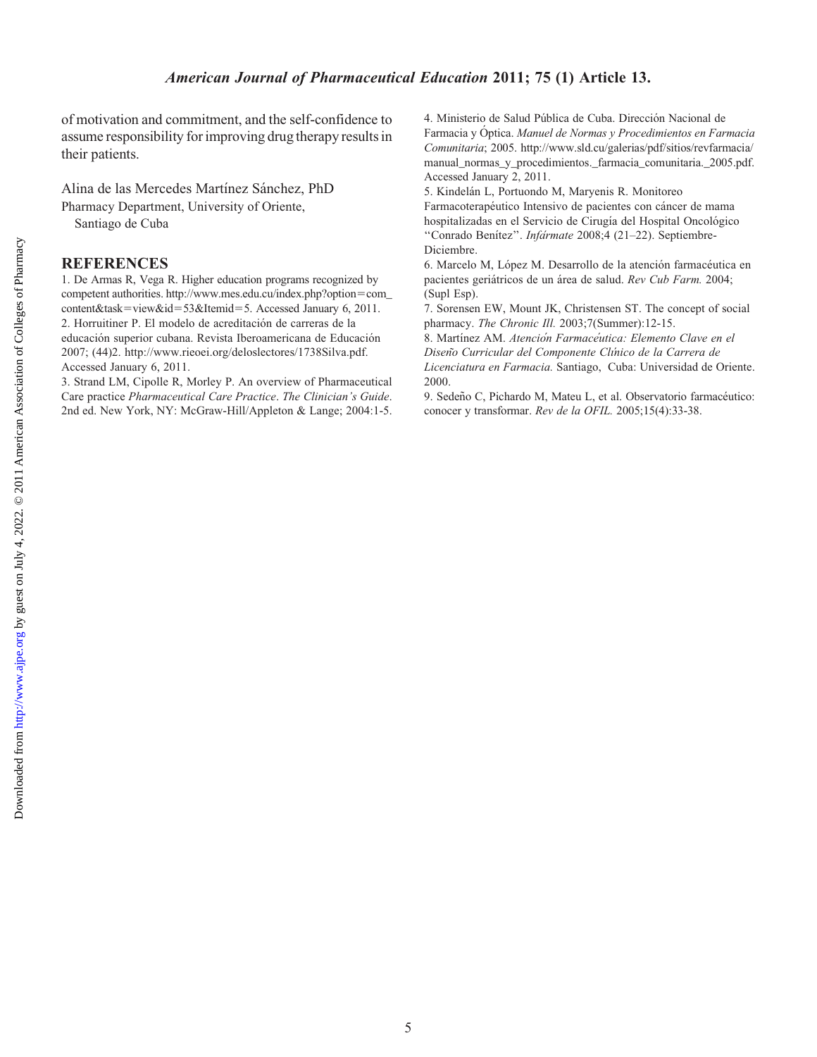of motivation and commitment, and the self-confidence to assume responsibility for improving drug therapy results in their patients.

Alina de las Mercedes Martínez Sánchez, PhD
Pharmacy Department, University of Oriente, Santiago de Cuba

## REFERENCES

1. De Armas R, Vega R. Higher education programs recognized by competent authorities. http://www.mes.edu.cu/index.php?option=com_content&task=view&id=53&Itemid=5. Accessed January 6, 2011.
2. Horruitiner P. El modelo de acreditación de carreras de la educación superior cubana. Revista Iberoamericana de Educación 2007; (44)2. http://www.rieoei.org/deloslectores/1738Silva.pdf. Accessed January 6, 2011.
3. Strand LM, Cipolle R, Morley P. An overview of Pharmaceutical Care practice *Pharmaceutical Care Practice*. *The Clinician's Guide*. 2nd ed. New York, NY: McGraw-Hill/Appleton & Lange; 2004:1-5.
4. Ministerio de Salud Pública de Cuba. Dirección Nacional de Farmacia y Óptica. *Manuel de Normas y Procedimientos en Farmacia Comunitaria*; 2005. http://www.sld.cu/galerias/pdf/sitios/revfarmacia/manual_normas_y_procedimientos._farmacia_comunitaria._2005.pdf. Accessed January 2, 2011.
5. Kindelán L, Portuondo M, Maryenis R. Monitoreo Farmacoterapéutico Intensivo de pacientes con cáncer de mama hospitalizadas en el Servicio de Cirugía del Hospital Oncológico "Conrado Benítez". *Infármate* 2008;4 (21–22). Septiembre-Diciembre.
6. Marcelo M, López M. Desarrollo de la atención farmacéutica en pacientes geriátricos de un área de salud. *Rev Cub Farm.* 2004; (Supl Esp).
7. Sorensen EW, Mount JK, Christensen ST. The concept of social pharmacy. *The Chronic Ill.* 2003;7(Summer):12-15.
8. Martínez AM. *Atención Farmacéutica: Elemento Clave en el Diseño Curricular del Componente Clínico de la Carrera de Licenciatura en Farmacia.* Santiago, Cuba: Universidad de Oriente. 2000.
9. Sedeño C, Pichardo M, Mateu L, et al. Observatorio farmacéutico: conocer y transformar. *Rev de la OFIL.* 2005;15(4):33-38.